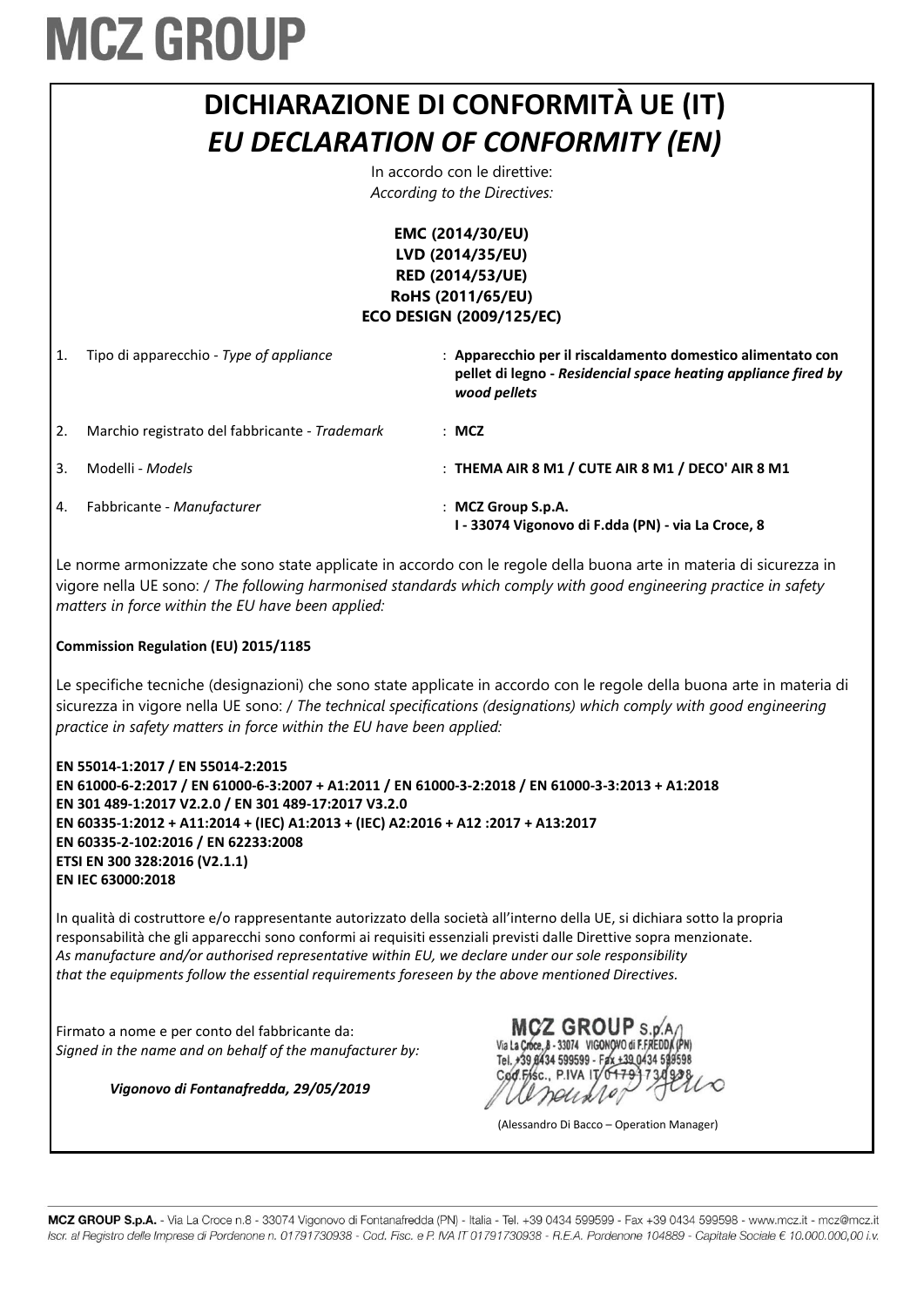# MCZ GROUP

## DICHIARAZIONE DI CONFORMITÀ UE (IT)
## *EU DECLARATION OF CONFORMITY (EN)*

In accordo con le direttive:
*According to the Directives:*

**EMC (2014/30/EU)**
**LVD (2014/35/EU)**
**RED (2014/53/UE)**
**RoHS (2011/65/EU)**
**ECO DESIGN (2009/125/EC)**

| | | |
|---|---|---|
| 1. | Tipo di apparecchio - *Type of appliance* | : **Apparecchio per il riscaldamento domestico alimentato con pellet di legno - *Residencial space heating appliance fired by wood pellets*** |
| 2. | Marchio registrato del fabbricante - *Trademark* | : **MCZ** |
| 3. | Modelli - *Models* | : **THEMA AIR 8 M1 / CUTE AIR 8 M1 / DECO' AIR 8 M1** |
| 4. | Fabbricante - *Manufacturer* | : **MCZ Group S.p.A.** **I - 33074 Vigonovo di F.dda (PN) - via La Croce, 8** |

Le norme armonizzate che sono state applicate in accordo con le regole della buona arte in materia di sicurezza in vigore nella UE sono: / *The following harmonised standards which comply with good engineering practice in safety matters in force within the EU have been applied:*

**Commission Regulation (EU) 2015/1185**

Le specifiche tecniche (designazioni) che sono state applicate in accordo con le regole della buona arte in materia di sicurezza in vigore nella UE sono: / *The technical specifications (designations) which comply with good engineering practice in safety matters in force within the EU have been applied:*

**EN 55014-1:2017 / EN 55014-2:2015**
**EN 61000-6-2:2017 / EN 61000-6-3:2007 + A1:2011 / EN 61000-3-2:2018 / EN 61000-3-3:2013 + A1:2018**
**EN 301 489-1:2017 V2.2.0 / EN 301 489-17:2017 V3.2.0**
**EN 60335-1:2012 + A11:2014 + (IEC) A1:2013 + (IEC) A2:2016 + A12 :2017 + A13:2017**
**EN 60335-2-102:2016 / EN 62233:2008**
**ETSI EN 300 328:2016 (V2.1.1)**
**EN IEC 63000:2018**

In qualità di costruttore e/o rappresentante autorizzato della società all'interno della UE, si dichiara sotto la propria responsabilità che gli apparecchi sono conformi ai requisiti essenziali previsti dalle Direttive sopra menzionate.
*As manufacture and/or authorised representative within EU, we declare under our sole responsibility that the equipments follow the essential requirements foreseen by the above mentioned Directives.*

Firmato a nome e per conto del fabbricante da:
*Signed in the name and on behalf of the manufacturer by:*

*Vigonovo di Fontanafredda, 29/05/2019*

MCZ GROUP S.p.A.
Via La Croce, 8 - 33074 VIGONOVO di F.FREDDA (PN)
Tel. +39 0434 599599 - Fax +39 0434 599598
Cod.Fisc., P.IVA IT 01791730938

(Alessandro Di Bacco – Operation Manager)

MCZ GROUP S.p.A. - Via La Croce n.8 - 33074 Vigonovo di Fontanafredda (PN) - Italia - Tel. +39 0434 599599 - Fax +39 0434 599598 - www.mcz.it - mcz@mcz.it
*Iscr. al Registro delle Imprese di Pordenone n. 01791730938 - Cod. Fisc. e P. IVA IT 01791730938 - R.E.A. Pordenone 104889 - Capitale Sociale € 10.000.000,00 i.v.*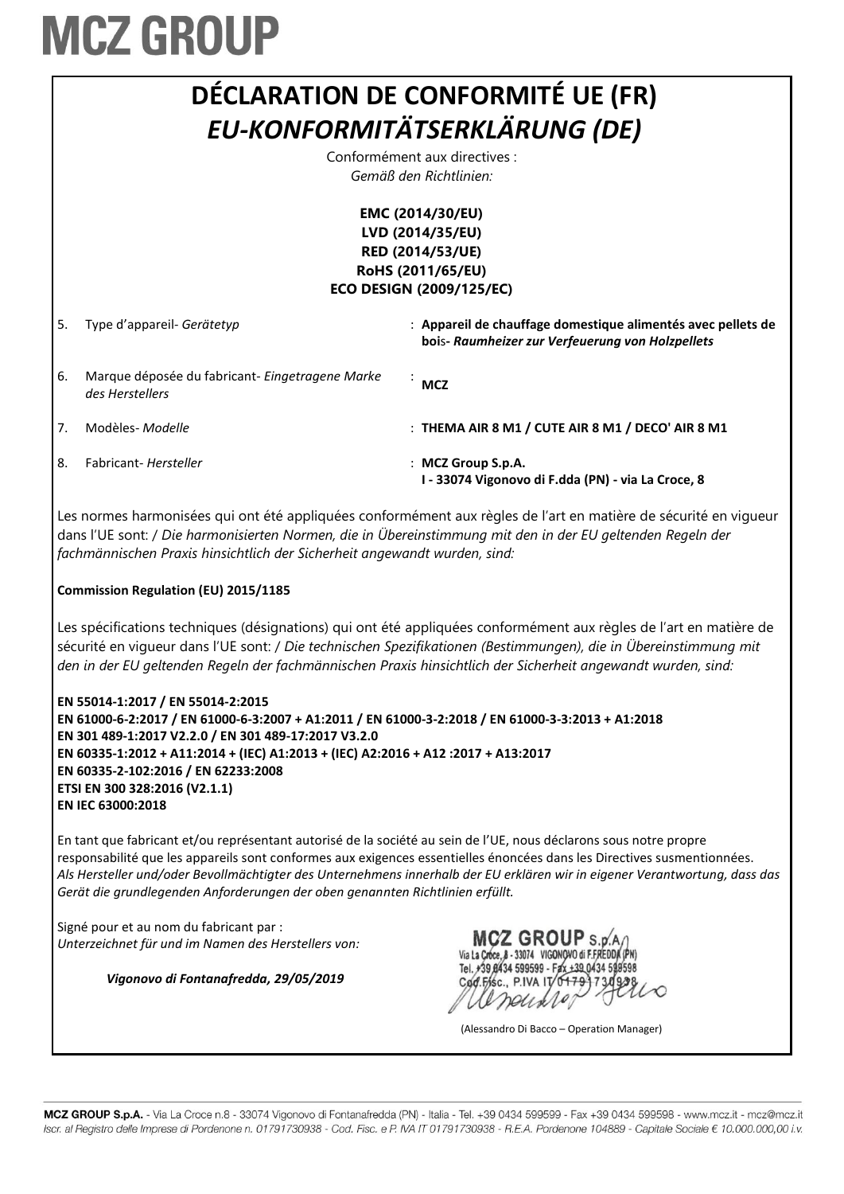# MCZ GROUP

# DÉCLARATION DE CONFORMITÉ UE (FR)

## *EU-KONFORMITÄTSERKLÄRUNG (DE)*

Conformément aux directives :
*Gemäß den Richtlinien:*

**EMC (2014/30/EU)**
**LVD (2014/35/EU)**
**RED (2014/53/UE)**
**RoHS (2011/65/EU)**
**ECO DESIGN (2009/125/EC)**

| | | | |
|---|---|---|---|
| 5. | Type d'appareil- *Gerätetyp* | : | **Appareil de chauffage domestique alimentés avec pellets de bois- *Raumheizer zur Verfeuerung von Holzpellets*** |
| 6. | Marque déposée du fabricant- *Eingetragene Marke des Herstellers* | : | **MCZ** |
| 7. | Modèles- *Modelle* | : | **THEMA AIR 8 M1 / CUTE AIR 8 M1 / DECO' AIR 8 M1** |
| 8. | Fabricant- *Hersteller* | : | **MCZ Group S.p.A.** **I - 33074 Vigonovo di F.dda (PN) - via La Croce, 8** |

Les normes harmonisées qui ont été appliquées conformément aux règles de l'art en matière de sécurité en vigueur dans l'UE sont: / *Die harmonisierten Normen, die in Übereinstimmung mit den in der EU geltenden Regeln der fachmännischen Praxis hinsichtlich der Sicherheit angewandt wurden, sind:*

**Commission Regulation (EU) 2015/1185**

Les spécifications techniques (désignations) qui ont été appliquées conformément aux règles de l'art en matière de sécurité en vigueur dans l'UE sont: / *Die technischen Spezifikationen (Bestimmungen), die in Übereinstimmung mit den in der EU geltenden Regeln der fachmännischen Praxis hinsichtlich der Sicherheit angewandt wurden, sind:*

**EN 55014-1:2017 / EN 55014-2:2015**
**EN 61000-6-2:2017 / EN 61000-6-3:2007 + A1:2011 / EN 61000-3-2:2018 / EN 61000-3-3:2013 + A1:2018**
**EN 301 489-1:2017 V2.2.0 / EN 301 489-17:2017 V3.2.0**
**EN 60335-1:2012 + A11:2014 + (IEC) A1:2013 + (IEC) A2:2016 + A12 :2017 + A13:2017**
**EN 60335-2-102:2016 / EN 62233:2008**
**ETSI EN 300 328:2016 (V2.1.1)**
**EN IEC 63000:2018**

En tant que fabricant et/ou représentant autorisé de la société au sein de l'UE, nous déclarons sous notre propre responsabilité que les appareils sont conformes aux exigences essentielles énoncées dans les Directives susmentionnées.
*Als Hersteller und/oder Bevollmächtigter des Unternehmens innerhalb der EU erklären wir in eigener Verantwortung, dass das Gerät die grundlegenden Anforderungen der oben genannten Richtlinien erfüllt.*

Signé pour et au nom du fabricant par :
*Unterzeichnet für und im Namen des Herstellers von:*

***Vigonovo di Fontanafredda, 29/05/2019***

MCZ GROUP S.p.A.
Via La Croce, 8 - 33074 VIGONOVO di F.FREDDA (PN)
Tel. +39 0434 599599 - Fax +39 0434 599598
Cod.Fisc., P.IVA IT 01791730938

(Alessandro Di Bacco – Operation Manager)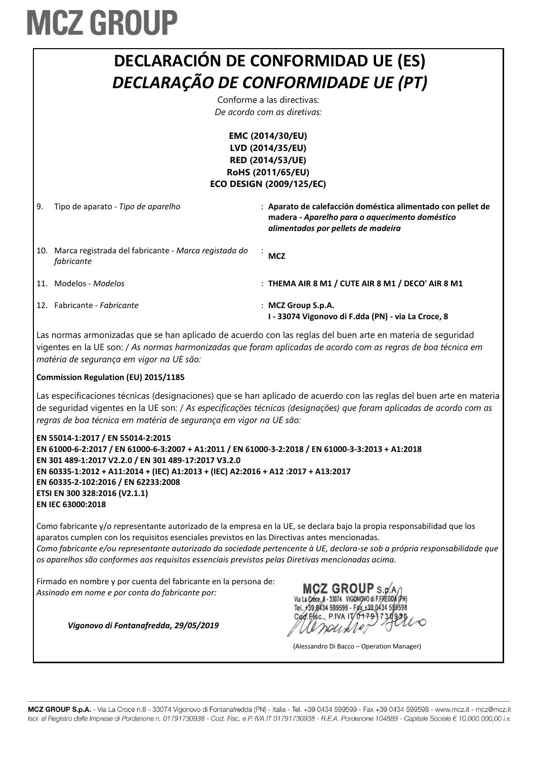# MCZ GROUP

# DECLARACIÓN DE CONFORMIDAD UE (ES)

# *DECLARAÇÃO DE CONFORMIDADE UE (PT)*

Conforme a las directivas:
*De acordo com as diretivas:*

**EMC (2014/30/EU)**
**LVD (2014/35/EU)**
**RED (2014/53/UE)**
**RoHS (2011/65/EU)**
**ECO DESIGN (2009/125/EC)**

| | | | |
|---|---|---|---|
| 9. | Tipo de aparato - *Tipo de aparelho* | : | **Aparato de calefacción doméstica alimentado con pellet de madera** - ***Aparelho para o aquecimento doméstico alimentados por pellets de madeira*** |
| 10. | Marca registrada del fabricante - *Marca registada do fabricante* | : | **MCZ** |
| 11. | Modelos - *Modelos* | : | **THEMA AIR 8 M1 / CUTE AIR 8 M1 / DECO' AIR 8 M1** |
| 12. | Fabricante - *Fabricante* | : | **MCZ Group S.p.A.** **I - 33074 Vigonovo di F.dda (PN) - via La Croce, 8** |

Las normas armonizadas que se han aplicado de acuerdo con las reglas del buen arte en materia de seguridad vigentes en la UE son: / *As normas harmonizadas que foram aplicadas de acordo com as regras de boa técnica em matéria de segurança em vigor na UE são:*

**Commission Regulation (EU) 2015/1185**

Las especificaciones técnicas (designaciones) que se han aplicado de acuerdo con las reglas del buen arte en materia de seguridad vigentes en la UE son: / *As especificações técnicas (designações) que foram aplicadas de acordo com as regras de boa técnica em matéria de segurança em vigor na UE são:*

**EN 55014-1:2017 / EN 55014-2:2015**
**EN 61000-6-2:2017 / EN 61000-6-3:2007 + A1:2011 / EN 61000-3-2:2018 / EN 61000-3-3:2013 + A1:2018**
**EN 301 489-1:2017 V2.2.0 / EN 301 489-17:2017 V3.2.0**
**EN 60335-1:2012 + A11:2014 + (IEC) A1:2013 + (IEC) A2:2016 + A12 :2017 + A13:2017**
**EN 60335-2-102:2016 / EN 62233:2008**
**ETSI EN 300 328:2016 (V2.1.1)**
**EN IEC 63000:2018**

Como fabricante y/o representante autorizado de la empresa en la UE, se declara bajo la propia responsabilidad que los aparatos cumplen con los requisitos esenciales previstos en las Directivas antes mencionadas.
*Como fabricante e/ou representante autorizado da sociedade pertencente à UE, declara-se sob a própria responsabilidade que os aparelhos são conformes aos requisitos essenciais previstos pelas Diretivas mencionadas acima.*

Firmado en nombre y por cuenta del fabricante en la persona de:
*Assinado em nome e por conta do fabricante por:*

*Vigonovo di Fontanafredda, 29/05/2019*

MCZ GROUP S.p.A.
Via La Croce, 8 - 33074 VIGONOVO di F.FREDDA (PN)
Tel. +39 0434 599599 - Fax +39 0434 599598
Cod.Fisc., P.IVA IT 01791730938

(Alessandro Di Bacco – Operation Manager)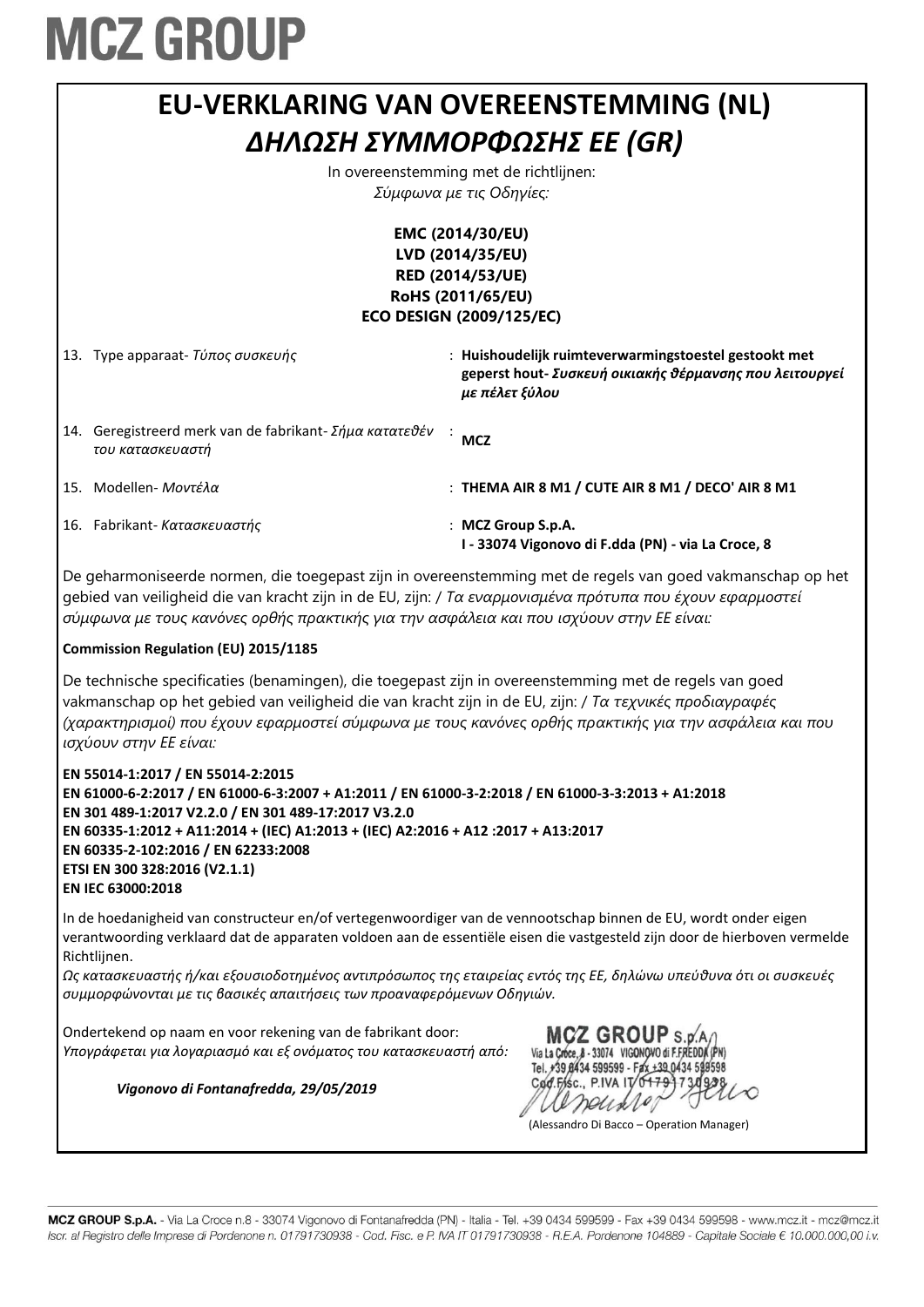# MCZ GROUP

## EU-VERKLARING VAN OVEREENSTEMMING (NL)
## *ΔΗΛΩΣΗ ΣΥΜΜΟΡΦΩΣΗΣ ΕΕ (GR)*

In overeenstemming met de richtlijnen:
*Σύμφωνα με τις Οδηγίες:*

**EMC (2014/30/EU)**
**LVD (2014/35/EU)**
**RED (2014/53/UE)**
**RoHS (2011/65/EU)**
**ECO DESIGN (2009/125/EC)**

| | |
|---|---|
| 13. Type apparaat- *Τύπος συσκευής* | : **Huishoudelijk ruimteverwarmingstoestel gestookt met geperst hout-** ***Συσκευή οικιακής θέρμανσης που λειτουργεί με πέλετ ξύλου*** |
| 14. Geregistreerd merk van de fabrikant- *Σήμα κατατεθέν του κατασκευαστή* | : **MCZ** |
| 15. Modellen- *Μοντέλα* | : **THEMA AIR 8 M1 / CUTE AIR 8 M1 / DECO' AIR 8 M1** |
| 16. Fabrikant- *Κατασκευαστής* | : **MCZ Group S.p.A.** **I - 33074 Vigonovo di F.dda (PN) - via La Croce, 8** |

De geharmoniseerde normen, die toegepast zijn in overeenstemming met de regels van goed vakmanschap op het gebied van veiligheid die van kracht zijn in de EU, zijn: / *Τα εναρμονισμένα πρότυπα που έχουν εφαρμοστεί σύμφωνα με τους κανόνες ορθής πρακτικής για την ασφάλεια και που ισχύουν στην ΕΕ είναι:*

**Commission Regulation (EU) 2015/1185**

De technische specificaties (benamingen), die toegepast zijn in overeenstemming met de regels van goed vakmanschap op het gebied van veiligheid die van kracht zijn in de EU, zijn: / *Τα τεχνικές προδιαγραφές (χαρακτηρισμοί) που έχουν εφαρμοστεί σύμφωνα με τους κανόνες ορθής πρακτικής για την ασφάλεια και που ισχύουν στην ΕΕ είναι:*

**EN 55014-1:2017 / EN 55014-2:2015**
**EN 61000-6-2:2017 / EN 61000-6-3:2007 + A1:2011 / EN 61000-3-2:2018 / EN 61000-3-3:2013 + A1:2018**
**EN 301 489-1:2017 V2.2.0 / EN 301 489-17:2017 V3.2.0**
**EN 60335-1:2012 + A11:2014 + (IEC) A1:2013 + (IEC) A2:2016 + A12 :2017 + A13:2017**
**EN 60335-2-102:2016 / EN 62233:2008**
**ETSI EN 300 328:2016 (V2.1.1)**
**EN IEC 63000:2018**

In de hoedanigheid van constructeur en/of vertegenwoordiger van de vennootschap binnen de EU, wordt onder eigen verantwoording verklaard dat de apparaten voldoen aan de essentiële eisen die vastgesteld zijn door de hierboven vermelde Richtlijnen.
*Ως κατασκευαστής ή/και εξουσιοδοτημένος αντιπρόσωπος της εταιρείας εντός της ΕΕ, δηλώνω υπεύθυνα ότι οι συσκευές συμμορφώνονται με τις βασικές απαιτήσεις των προαναφερόμενων Οδηγιών.*

Ondertekend op naam en voor rekening van de fabrikant door:
*Υπογράφεται για λογαριασμό και εξ ονόματος του κατασκευαστή από:*

*Vigonovo di Fontanafredda, 29/05/2019*

MCZ GROUP S.p.A.
Via La Croce, 8 - 33074 VIGONOVO di F.FREDDA (PN)
Tel. +39 0434 599599 - Fax +39 0434 599598
Cod.Fisc., P.IVA IT 01791730938

(Alessandro Di Bacco – Operation Manager)

**MCZ GROUP S.p.A.** - Via La Croce n.8 - 33074 Vigonovo di Fontanafredda (PN) - Italia - Tel. +39 0434 599599 - Fax +39 0434 599598 - www.mcz.it - mcz@mcz.it
*Iscr. al Registro delle Imprese di Pordenone n. 01791730938 - Cod. Fisc. e P. IVA IT 01791730938 - R.E.A. Pordenone 104889 - Capitale Sociale € 10.000.000,00 i.v.*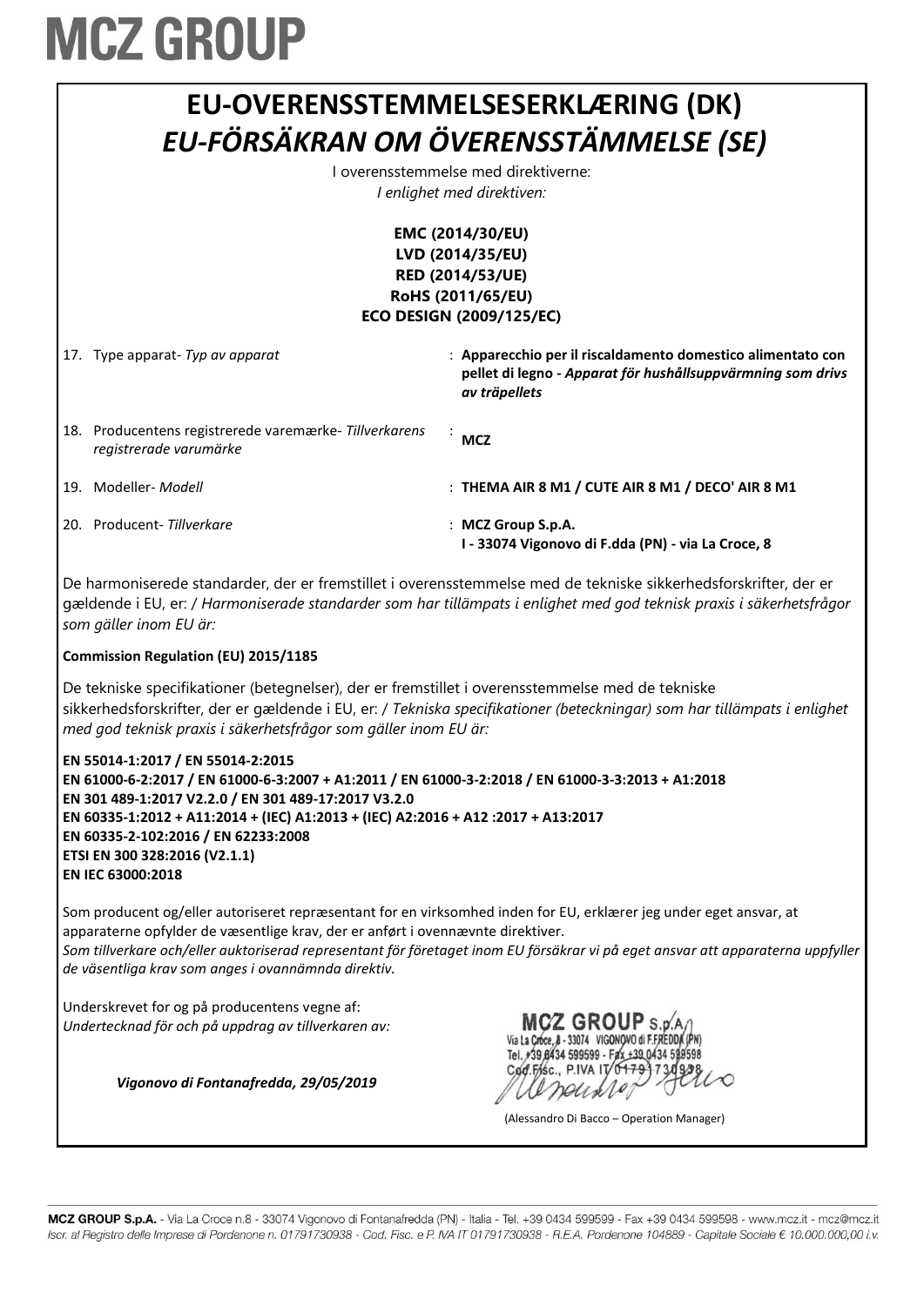# MCZ GROUP

## EU-OVERENSSTEMMELSESERKLÆRING (DK)
## *EU-FÖRSÄKRAN OM ÖVERENSSTÄMMELSE (SE)*

I overensstemmelse med direktiverne:
*I enlighet med direktiven:*

**EMC (2014/30/EU)**
**LVD (2014/35/EU)**
**RED (2014/53/UE)**
**RoHS (2011/65/EU)**
**ECO DESIGN (2009/125/EC)**

| | | |
|---|---|---|
| 17. Type apparat- *Typ av apparat* | : | **Apparecchio per il riscaldamento domestico alimentato con pellet di legno - *Apparat för hushållsuppvärmning som drivs av träpellets*** |
| 18. Producentens registrerede varemærke- *Tillverkarens registrerade varumärke* | : | **MCZ** |
| 19. Modeller- *Modell* | : | **THEMA AIR 8 M1 / CUTE AIR 8 M1 / DECO' AIR 8 M1** |
| 20. Producent- *Tillverkare* | : | **MCZ Group S.p.A.**<br>**I - 33074 Vigonovo di F.dda (PN) - via La Croce, 8** |

De harmoniserede standarder, der er fremstillet i overensstemmelse med de tekniske sikkerhedsforskrifter, der er gældende i EU, er: / *Harmoniserade standarder som har tillämpats i enlighet med god teknisk praxis i säkerhetsfrågor som gäller inom EU är:*

**Commission Regulation (EU) 2015/1185**

De tekniske specifikationer (betegnelser), der er fremstillet i overensstemmelse med de tekniske sikkerhedsforskrifter, der er gældende i EU, er: / *Tekniska specifikationer (beteckningar) som har tillämpats i enlighet med god teknisk praxis i säkerhetsfrågor som gäller inom EU är:*

**EN 55014-1:2017 / EN 55014-2:2015**
**EN 61000-6-2:2017 / EN 61000-6-3:2007 + A1:2011 / EN 61000-3-2:2018 / EN 61000-3-3:2013 + A1:2018**
**EN 301 489-1:2017 V2.2.0 / EN 301 489-17:2017 V3.2.0**
**EN 60335-1:2012 + A11:2014 + (IEC) A1:2013 + (IEC) A2:2016 + A12 :2017 + A13:2017**
**EN 60335-2-102:2016 / EN 62233:2008**
**ETSI EN 300 328:2016 (V2.1.1)**
**EN IEC 63000:2018**

Som producent og/eller autoriseret repræsentant for en virksomhed inden for EU, erklærer jeg under eget ansvar, at apparaterne opfylder de væsentlige krav, der er anført i ovennævnte direktiver.
*Som tillverkare och/eller auktoriserad representant för företaget inom EU försäkrar vi på eget ansvar att apparaterna uppfyller de väsentliga krav som anges i ovannämnda direktiv.*

Underskrevet for og på producentens vegne af:
*Undertecknad för och på uppdrag av tillverkaren av:*

*Vigonovo di Fontanafredda, 29/05/2019*

MCZ GROUP S.p.A.
Via La Croce, 8 - 33074 VIGONOVO di F.FREDDA (PN)
Tel. +39 0434 599599 - Fax +39 0434 599598
Cod.Fisc., P.IVA IT 01791730938

(Alessandro Di Bacco – Operation Manager)

MCZ GROUP S.p.A. - Via La Croce n.8 - 33074 Vigonovo di Fontanafredda (PN) - Italia - Tel. +39 0434 599599 - Fax +39 0434 599598 - www.mcz.it - mcz@mcz.it
*Iscr. al Registro delle Imprese di Pordenone n. 01791730938 - Cod. Fisc. e P. IVA IT 01791730938 - R.E.A. Pordenone 104889 - Capitale Sociale € 10.000.000,00 i.v.*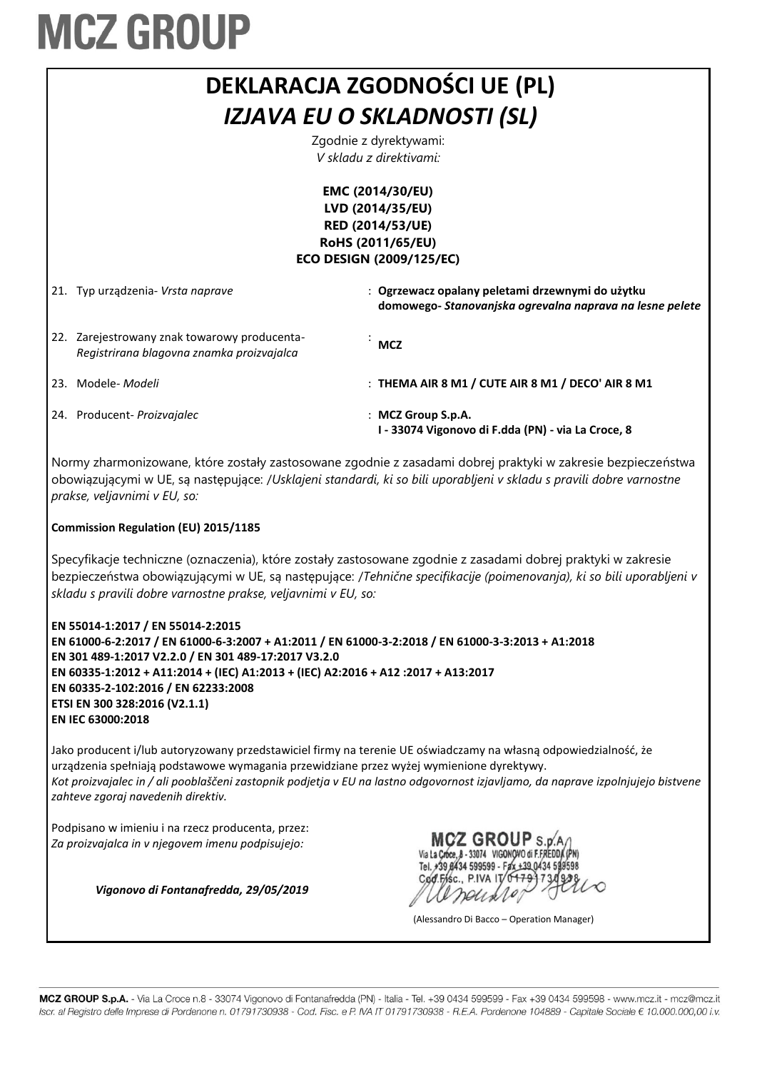# MCZ GROUP

# DEKLARACJA ZGODNOŚCI UE (PL)

## *IZJAVA EU O SKLADNOSTI (SL)*

Zgodnie z dyrektywami:
*V skladu z direktivami:*

**EMC (2014/30/EU)**
**LVD (2014/35/EU)**
**RED (2014/53/UE)**
**RoHS (2011/65/EU)**
**ECO DESIGN (2009/125/EC)**

| | | |
|---|---|---|
| 21. | Typ urządzenia- *Vrsta naprave* | : **Ogrzewacz opalany peletami drzewnymi do użytku domowego-** ***Stanovanjska ogrevalna naprava na lesne pelete*** |
| 22. | Zarejestrowany znak towarowy producenta- *Registrirana blagovna znamka proizvajalca* | : **MCZ** |
| 23. | Modele- *Modeli* | : **THEMA AIR 8 M1 / CUTE AIR 8 M1 / DECO' AIR 8 M1** |
| 24. | Producent- *Proizvajalec* | : **MCZ Group S.p.A.** **I - 33074 Vigonovo di F.dda (PN) - via La Croce, 8** |

Normy zharmonizowane, które zostały zastosowane zgodnie z zasadami dobrej praktyki w zakresie bezpieczeństwa obowiązującymi w UE, są następujące: /*Usklajeni standardi, ki so bili uporabljeni v skladu s pravili dobre varnostne prakse, veljavnimi v EU, so:*

**Commission Regulation (EU) 2015/1185**

Specyfikacje techniczne (oznaczenia), które zostały zastosowane zgodnie z zasadami dobrej praktyki w zakresie bezpieczeństwa obowiązującymi w UE, są następujące: /*Tehnične specifikacije (poimenovanja), ki so bili uporabljeni v skladu s pravili dobre varnostne prakse, veljavnimi v EU, so:*

**EN 55014-1:2017 / EN 55014-2:2015**
**EN 61000-6-2:2017 / EN 61000-6-3:2007 + A1:2011 / EN 61000-3-2:2018 / EN 61000-3-3:2013 + A1:2018**
**EN 301 489-1:2017 V2.2.0 / EN 301 489-17:2017 V3.2.0**
**EN 60335-1:2012 + A11:2014 + (IEC) A1:2013 + (IEC) A2:2016 + A12 :2017 + A13:2017**
**EN 60335-2-102:2016 / EN 62233:2008**
**ETSI EN 300 328:2016 (V2.1.1)**
**EN IEC 63000:2018**

Jako producent i/lub autoryzowany przedstawiciel firmy na terenie UE oświadczamy na własną odpowiedzialność, że urządzenia spełniają podstawowe wymagania przewidziane przez wyżej wymienione dyrektywy.
*Kot proizvajalec in / ali pooblaščeni zastopnik podjetja v EU na lastno odgovornost izjavljamo, da naprave izpolnjujejo bistvene zahteve zgoraj navedenih direktiv.*

Podpisano w imieniu i na rzecz producenta, przez:
*Za proizvajalca in v njegovem imenu podpisujejo:*

*Vigonovo di Fontanafredda, 29/05/2019*

MCZ GROUP S.p.A.
Via La Croce, 8 - 33074 VIGONOVO di F.FREDDA (PN)
Tel. +39 0434 599599 - Fax +39 0434 599598
Cod.Fisc., P.IVA IT 01791730938

(Alessandro Di Bacco – Operation Manager)

MCZ GROUP S.p.A. - Via La Croce n.8 - 33074 Vigonovo di Fontanafredda (PN) - Italia - Tel. +39 0434 599599 - Fax +39 0434 599598 - www.mcz.it - mcz@mcz.it
*Iscr. al Registro delle Imprese di Pordenone n. 01791730938 - Cod. Fisc. e P. IVA IT 01791730938 - R.E.A. Pordenone 104889 - Capitale Sociale € 10.000.000,00 i.v.*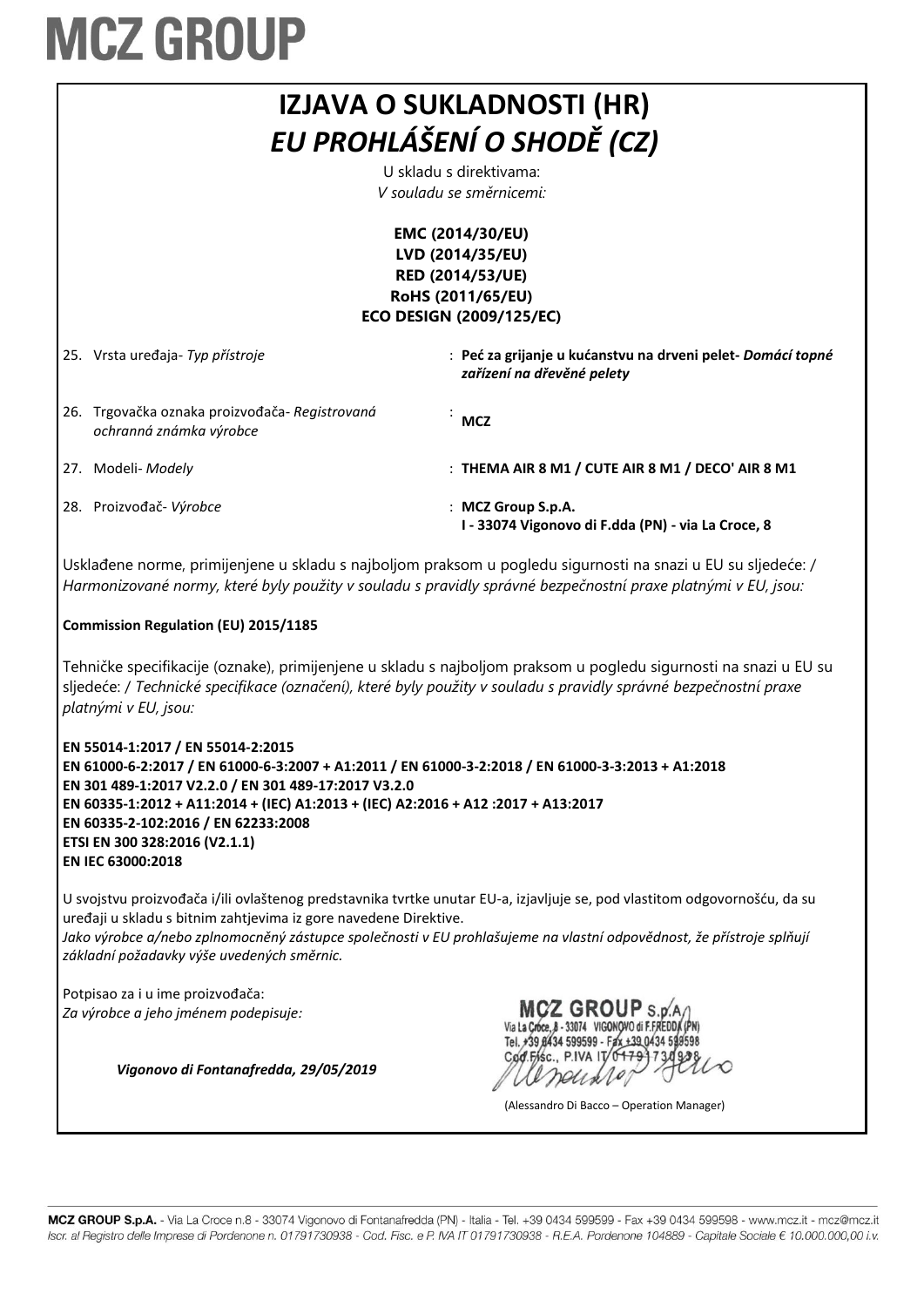# MCZ GROUP

## IZJAVA O SUKLADNOSTI (HR)

## *EU PROHLÁŠENÍ O SHODĚ (CZ)*

U skladu s direktivama:
*V souladu se směrnicemi:*

**EMC (2014/30/EU)**
**LVD (2014/35/EU)**
**RED (2014/53/UE)**
**RoHS (2011/65/EU)**
**ECO DESIGN (2009/125/EC)**

| | | |
|---|---|---|
| 25. Vrsta uređaja- *Typ přístroje* | : | **Peć za grijanje u kućanstvu na drveni pelet- *Domácí topné zařízení na dřevěné pelety*** |
| 26. Trgovačka oznaka proizvođača- *Registrovaná ochranná známka výrobce* | : | **MCZ** |
| 27. Modeli- *Modely* | : | **THEMA AIR 8 M1 / CUTE AIR 8 M1 / DECO' AIR 8 M1** |
| 28. Proizvođač- *Výrobce* | : | **MCZ Group S.p.A.** **I - 33074 Vigonovo di F.dda (PN) - via La Croce, 8** |

Usklađene norme, primijenjene u skladu s najboljom praksom u pogledu sigurnosti na snazi u EU su sljedeće: / *Harmonizované normy, které byly použity v souladu s pravidly správné bezpečnostní praxe platnými v EU, jsou:*

**Commission Regulation (EU) 2015/1185**

Tehničke specifikacije (oznake), primijenjene u skladu s najboljom praksom u pogledu sigurnosti na snazi u EU su sljedeće: / *Technické specifikace (označení), které byly použity v souladu s pravidly správné bezpečnostní praxe platnými v EU, jsou:*

**EN 55014-1:2017 / EN 55014-2:2015**
**EN 61000-6-2:2017 / EN 61000-6-3:2007 + A1:2011 / EN 61000-3-2:2018 / EN 61000-3-3:2013 + A1:2018**
**EN 301 489-1:2017 V2.2.0 / EN 301 489-17:2017 V3.2.0**
**EN 60335-1:2012 + A11:2014 + (IEC) A1:2013 + (IEC) A2:2016 + A12 :2017 + A13:2017**
**EN 60335-2-102:2016 / EN 62233:2008**
**ETSI EN 300 328:2016 (V2.1.1)**
**EN IEC 63000:2018**

U svojstvu proizvođača i/ili ovlaštenog predstavnika tvrtke unutar EU-a, izjavljuje se, pod vlastitom odgovornošću, da su uređaji u skladu s bitnim zahtjevima iz gore navedene Direktive.
*Jako výrobce a/nebo zplnomocněný zástupce společnosti v EU prohlašujeme na vlastní odpovědnost, že přístroje splňují základní požadavky výše uvedených směrnic.*

Potpisao za i u ime proizvođača:
*Za výrobce a jeho jménem podepisuje:*

*Vigonovo di Fontanafredda, 29/05/2019*

MCZ GROUP S.p.A.
Via La Croce, 8 - 33074 VIGONOVO di F.FREDDA (PN)
Tel. +39 0434 599599 - Fax +39 0434 599598
Cod.Fisc., P.IVA IT 01791730938

(Alessandro Di Bacco – Operation Manager)

**MCZ GROUP S.p.A.** - Via La Croce n.8 - 33074 Vigonovo di Fontanafredda (PN) - Italia - Tel. +39 0434 599599 - Fax +39 0434 599598 - www.mcz.it - mcz@mcz.it
*Iscr. al Registro delle Imprese di Pordenone n. 01791730938 - Cod. Fisc. e P. IVA IT 01791730938 - R.E.A. Pordenone 104889 - Capitale Sociale € 10.000.000,00 i.v.*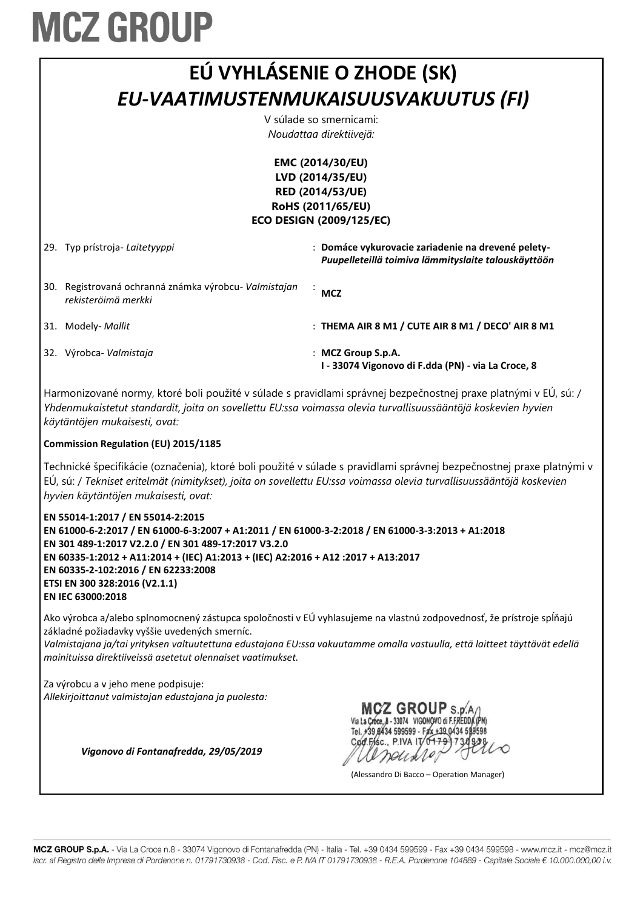# MCZ GROUP

# EÚ VYHLÁSENIE O ZHODE (SK)

# *EU-VAATIMUSTENMUKAISUUSVAKUUTUS (FI)*

V súlade so smernicami:
*Noudattaa direktiivejä:*

**EMC (2014/30/EU)**
**LVD (2014/35/EU)**
**RED (2014/53/UE)**
**RoHS (2011/65/EU)**
**ECO DESIGN (2009/125/EC)**

| | |
|---|---|
| 29. Typ prístroja- *Laitetyyppi* | : **Domáce vykurovacie zariadenie na drevené pelety-** ***Puupelleteillä toimiva lämmityslaite talouskäyttöön*** |
| 30. Registrovaná ochranná známka výrobcu- *Valmistajan rekisteröimä merkki* | : **MCZ** |
| 31. Modely- *Mallit* | : **THEMA AIR 8 M1 / CUTE AIR 8 M1 / DECO' AIR 8 M1** |
| 32. Výrobca- *Valmistaja* | : **MCZ Group S.p.A.** **I - 33074 Vigonovo di F.dda (PN) - via La Croce, 8** |

Harmonizované normy, ktoré boli použité v súlade s pravidlami správnej bezpečnostnej praxe platnými v EÚ, sú: / *Yhdenmukaistetut standardit, joita on sovellettu EU:ssa voimassa olevia turvallisuussääntöjä koskevien hyvien käytäntöjen mukaisesti, ovat:*

**Commission Regulation (EU) 2015/1185**

Technické špecifikácie (označenia), ktoré boli použité v súlade s pravidlami správnej bezpečnostnej praxe platnými v EÚ, sú: / *Tekniset eritelmät (nimitykset), joita on sovellettu EU:ssa voimassa olevia turvallisuussääntöjä koskevien hyvien käytäntöjen mukaisesti, ovat:*

**EN 55014-1:2017 / EN 55014-2:2015**
**EN 61000-6-2:2017 / EN 61000-6-3:2007 + A1:2011 / EN 61000-3-2:2018 / EN 61000-3-3:2013 + A1:2018**
**EN 301 489-1:2017 V2.2.0 / EN 301 489-17:2017 V3.2.0**
**EN 60335-1:2012 + A11:2014 + (IEC) A1:2013 + (IEC) A2:2016 + A12 :2017 + A13:2017**
**EN 60335-2-102:2016 / EN 62233:2008**
**ETSI EN 300 328:2016 (V2.1.1)**
**EN IEC 63000:2018**

Ako výrobca a/alebo splnomocnený zástupca spoločnosti v EÚ vyhlasujeme na vlastnú zodpovednosť, že prístroje spĺňajú základné požiadavky vyššie uvedených smerníc.
*Valmistajana ja/tai yrityksen valtuutettuna edustajana EU:ssa vakuutamme omalla vastuulla, että laitteet täyttävät edellä mainituissa direktiiveissä asetetut olennaiset vaatimukset.*

Za výrobcu a v jeho mene podpisuje:
*Allekirjoittanut valmistajan edustajana ja puolesta:*

*Vigonovo di Fontanafredda, 29/05/2019*

MCZ GROUP S.p.A.
Via La Croce, 8 - 33074 VIGONOVO di F.FREDDA (PN)
Tel. +39 0434 599599 - Fax +39 0434 599598
Cod.Fisc., P.IVA IT 01791730938

(Alessandro Di Bacco – Operation Manager)

MCZ GROUP S.p.A. - Via La Croce n.8 - 33074 Vigonovo di Fontanafredda (PN) - Italia - Tel. +39 0434 599599 - Fax +39 0434 599598 - www.mcz.it - mcz@mcz.it
*Iscr. al Registro delle Imprese di Pordenone n. 01791730938 - Cod. Fisc. e P. IVA IT 01791730938 - R.E.A. Pordenone 104889 - Capitale Sociale € 10.000.000,00 i.v.*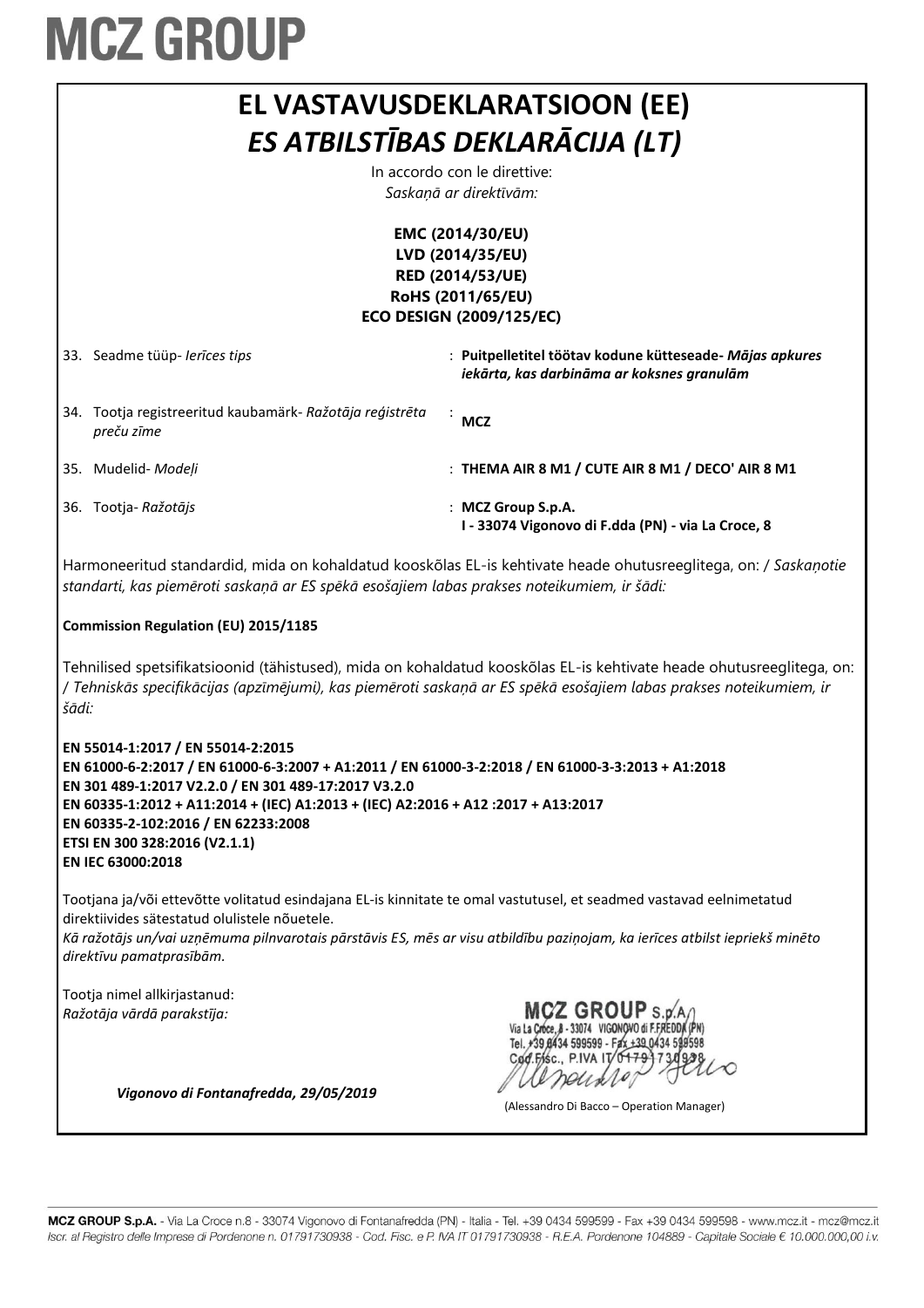# MCZ GROUP

## EL VASTAVUSDEKLARATSIOON (EE)
## *ES ATBILSTĪBAS DEKLARĀCIJA (LT)*

In accordo con le direttive:
*Saskaņā ar direktīvām:*

**EMC (2014/30/EU)**
**LVD (2014/35/EU)**
**RED (2014/53/UE)**
**RoHS (2011/65/EU)**
**ECO DESIGN (2009/125/EC)**

| | | |
|---|---|---|
| 33. Seadme tüüp- *Ierīces tips* | : | **Puitpelletitel töötav kodune kütteseade-** ***Mājas apkures iekārta, kas darbināma ar koksnes granulām*** |
| 34. Tootja registreeritud kaubamärk- *Ražotāja reģistrēta preču zīme* | : | **MCZ** |
| 35. Mudelid- *Modeļi* | : | **THEMA AIR 8 M1 / CUTE AIR 8 M1 / DECO' AIR 8 M1** |
| 36. Tootja- *Ražotājs* | : | **MCZ Group S.p.A.** **I - 33074 Vigonovo di F.dda (PN) - via La Croce, 8** |

Harmoneeritud standardid, mida on kohaldatud kooskõlas EL-is kehtivate heade ohutusreeglitega, on: / *Saskaņotie standarti, kas piemēroti saskaņā ar ES spēkā esošajiem labas prakses noteikumiem, ir šādi:*

**Commission Regulation (EU) 2015/1185**

Tehnilised spetsifikatsioonid (tähistused), mida on kohaldatud kooskõlas EL-is kehtivate heade ohutusreeglitega, on: / *Tehniskās specifikācijas (apzīmējumi), kas piemēroti saskaņā ar ES spēkā esošajiem labas prakses noteikumiem, ir šādi:*

**EN 55014-1:2017 / EN 55014-2:2015**
**EN 61000-6-2:2017 / EN 61000-6-3:2007 + A1:2011 / EN 61000-3-2:2018 / EN 61000-3-3:2013 + A1:2018**
**EN 301 489-1:2017 V2.2.0 / EN 301 489-17:2017 V3.2.0**
**EN 60335-1:2012 + A11:2014 + (IEC) A1:2013 + (IEC) A2:2016 + A12 :2017 + A13:2017**
**EN 60335-2-102:2016 / EN 62233:2008**
**ETSI EN 300 328:2016 (V2.1.1)**
**EN IEC 63000:2018**

Tootjana ja/või ettevõtte volitatud esindajana EL-is kinnitate te omal vastutusel, et seadmed vastavad eelnimetatud direktiivides sätestatud olulistele nõuetele.
*Kā ražotājs un/vai uzņēmuma pilnvarotais pārstāvis ES, mēs ar visu atbildību paziņojam, ka ierīces atbilst iepriekš minēto direktīvu pamatprasībām.*

Tootja nimel allkirjastanud:
*Ražotāja vārdā parakstīja:*

MCZ GROUP S.p.A.
Via La Croce, 8 - 33074 VIGONOVO di F.FREDDA (PN)
Tel. +39 0434 599599 - Fax +39 0434 599598
Cod.Fisc., P.IVA IT 01791730938

*Vigonovo di Fontanafredda, 29/05/2019*

(Alessandro Di Bacco – Operation Manager)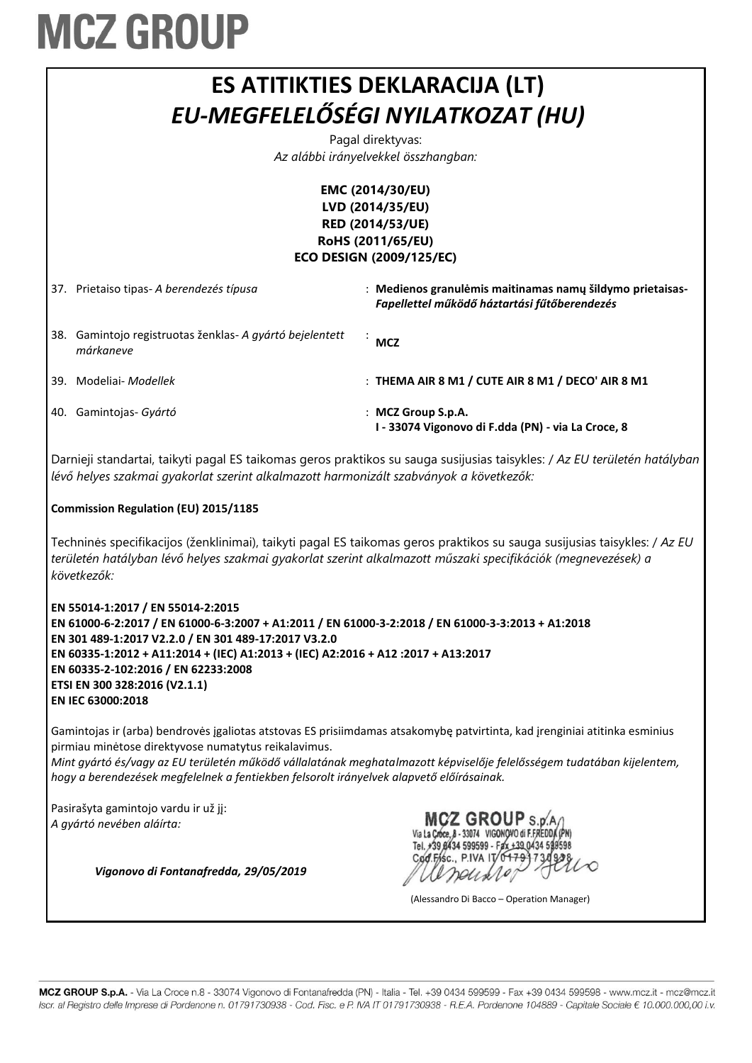# MCZ GROUP

# ES ATITIKTIES DEKLARACIJA (LT)

## *EU-MEGFELELŐSÉGI NYILATKOZAT (HU)*

Pagal direktyvas:
*Az alábbi irányelvekkel összhangban:*

**EMC (2014/30/EU)**
**LVD (2014/35/EU)**
**RED (2014/53/UE)**
**RoHS (2011/65/EU)**
**ECO DESIGN (2009/125/EC)**

| | | |
|---|---|---|
| 37. Prietaiso tipas- *A berendezés típusa* | : | **Medienos granulėmis maitinamas namų šildymo prietaisas-** ***Fapellettel működő háztartási fűtőberendezés*** |
| 38. Gamintojo registruotas ženklas- *A gyártó bejelentett márkaneve* | : | **MCZ** |
| 39. Modeliai- *Modellek* | : | **THEMA AIR 8 M1 / CUTE AIR 8 M1 / DECO' AIR 8 M1** |
| 40. Gamintojas- *Gyártó* | : | **MCZ Group S.p.A.** **I - 33074 Vigonovo di F.dda (PN) - via La Croce, 8** |

Darnieji standartai, taikyti pagal ES taikomas geros praktikos su sauga susijusias taisykles: / *Az EU területén hatályban lévő helyes szakmai gyakorlat szerint alkalmazott harmonizált szabványok a következők:*

**Commission Regulation (EU) 2015/1185**

Techninės specifikacijos (ženklinimai), taikyti pagal ES taikomas geros praktikos su sauga susijusias taisykles: / *Az EU területén hatályban lévő helyes szakmai gyakorlat szerint alkalmazott műszaki specifikációk (megnevezések) a következők:*

**EN 55014-1:2017 / EN 55014-2:2015**
**EN 61000-6-2:2017 / EN 61000-6-3:2007 + A1:2011 / EN 61000-3-2:2018 / EN 61000-3-3:2013 + A1:2018**
**EN 301 489-1:2017 V2.2.0 / EN 301 489-17:2017 V3.2.0**
**EN 60335-1:2012 + A11:2014 + (IEC) A1:2013 + (IEC) A2:2016 + A12 :2017 + A13:2017**
**EN 60335-2-102:2016 / EN 62233:2008**
**ETSI EN 300 328:2016 (V2.1.1)**
**EN IEC 63000:2018**

Gamintojas ir (arba) bendrovės įgaliotas atstovas ES prisiimdamas atsakomybę patvirtinta, kad įrenginiai atitinka esminius pirmiau minėtose direktyvose numatytus reikalavimus.
*Mint gyártó és/vagy az EU területén működő vállalatának meghatalmazott képviselője felelősségem tudatában kijelentem, hogy a berendezések megfelelnek a fentiekben felsorolt irányelvek alapvető előírásainak.*

Pasirašyta gamintojo vardu ir už jį:
*A gyártó nevében aláírta:*

*Vigonovo di Fontanafredda, 29/05/2019*

MCZ GROUP S.p.A.
Via La Croce, 8 - 33074 VIGONOVO di F.FREDDA (PN)
Tel. +39 0434 599599 - Fax +39 0434 599598
Cod.Fisc., P.IVA IT 01791730938

(Alessandro Di Bacco – Operation Manager)

**MCZ GROUP S.p.A.** - Via La Croce n.8 - 33074 Vigonovo di Fontanafredda (PN) - Italia - Tel. +39 0434 599599 - Fax +39 0434 599598 - www.mcz.it - mcz@mcz.it
*Iscr. al Registro delle Imprese di Pordenone n. 01791730938 - Cod. Fisc. e P. IVA IT 01791730938 - R.E.A. Pordenone 104889 - Capitale Sociale € 10.000.000,00 i.v.*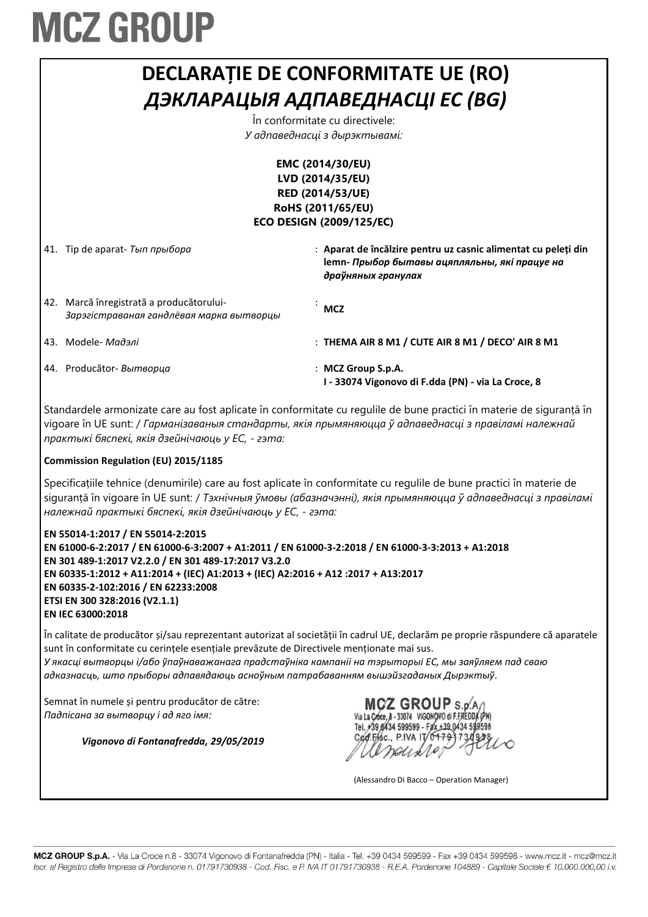# MCZ GROUP

## DECLARAȚIE DE CONFORMITATE UE (RO)

## *ДЭКЛАРАЦЫЯ АДПАВЕДНАСЦІ ЕС (BG)*

În conformitate cu directivele:
*У адпаведнасці з дырэктывамі:*

**EMC (2014/30/EU)**
**LVD (2014/35/EU)**
**RED (2014/53/UE)**
**RoHS (2011/65/EU)**
**ECO DESIGN (2009/125/EC)**

| | | |
|---|---|---|
| 41. | Tip de aparat- *Тып прыбора* | : **Aparat de încălzire pentru uz casnic alimentat cu peleți din lemn- *Прыбор бытавы ацяпляльны, які працуе на драўняных гранулах*** |
| 42. | Marcă înregistrată a producătorului- *Зарэгістраваная гандлёвая марка вытворцы* | : **MCZ** |
| 43. | Modele- *Мадэлі* | : **THEMA AIR 8 M1 / CUTE AIR 8 M1 / DECO' AIR 8 M1** |
| 44. | Producător- *Вытворца* | : **MCZ Group S.p.A.** **I - 33074 Vigonovo di F.dda (PN) - via La Croce, 8** |

Standardele armonizate care au fost aplicate în conformitate cu regulile de bune practici în materie de siguranță în vigoare în UE sunt: / *Гарманізаваныя стандарты, якія прымяняюцца ў адпаведнасці з правіламі належнай практыкі бяспекі, якія дзейнічаюць у ЕС, - гэта:*

**Commission Regulation (EU) 2015/1185**

Specificațiile tehnice (denumirile) care au fost aplicate în conformitate cu regulile de bune practici în materie de siguranță în vigoare în UE sunt: / *Тэхнічныя ўмовы (абазначэнні), якія прымяняюцца ў адпаведнасці з правіламі належнай практыкі бяспекі, якія дзейнічаюць у ЕС, - гэта:*

**EN 55014-1:2017 / EN 55014-2:2015**
**EN 61000-6-2:2017 / EN 61000-6-3:2007 + A1:2011 / EN 61000-3-2:2018 / EN 61000-3-3:2013 + A1:2018**
**EN 301 489-1:2017 V2.2.0 / EN 301 489-17:2017 V3.2.0**
**EN 60335-1:2012 + A11:2014 + (IEC) A1:2013 + (IEC) A2:2016 + A12 :2017 + A13:2017**
**EN 60335-2-102:2016 / EN 62233:2008**
**ETSI EN 300 328:2016 (V2.1.1)**
**EN IEC 63000:2018**

În calitate de producător și/sau reprezentant autorizat al societății în cadrul UE, declarăm pe proprie răspundere că aparatele sunt în conformitate cu cerințele esențiale prevăzute de Directivele menționate mai sus.
*У якасці вытворцы і/або ўпаўнаважанага прадстаўніка кампаніі на тэрыторыі ЕС, мы заяўляем пад сваю адказнасць, што прыборы адпавядаюць асноўным патрабаванням вышэйзгаданых Дырэктыў.*

Semnat în numele și pentru producător de către:
*Падпісана за вытворцу і ад яго імя:*

*Vigonovo di Fontanafredda, 29/05/2019*

MCZ GROUP S.p.A.
Via La Croce, 8 - 33074 VIGONOVO di F.FREDDA (PN)
Tel. +39 0434 599599 - Fax +39 0434 599598
Cod.Fisc., P.IVA IT 01791730938

(Alessandro Di Bacco – Operation Manager)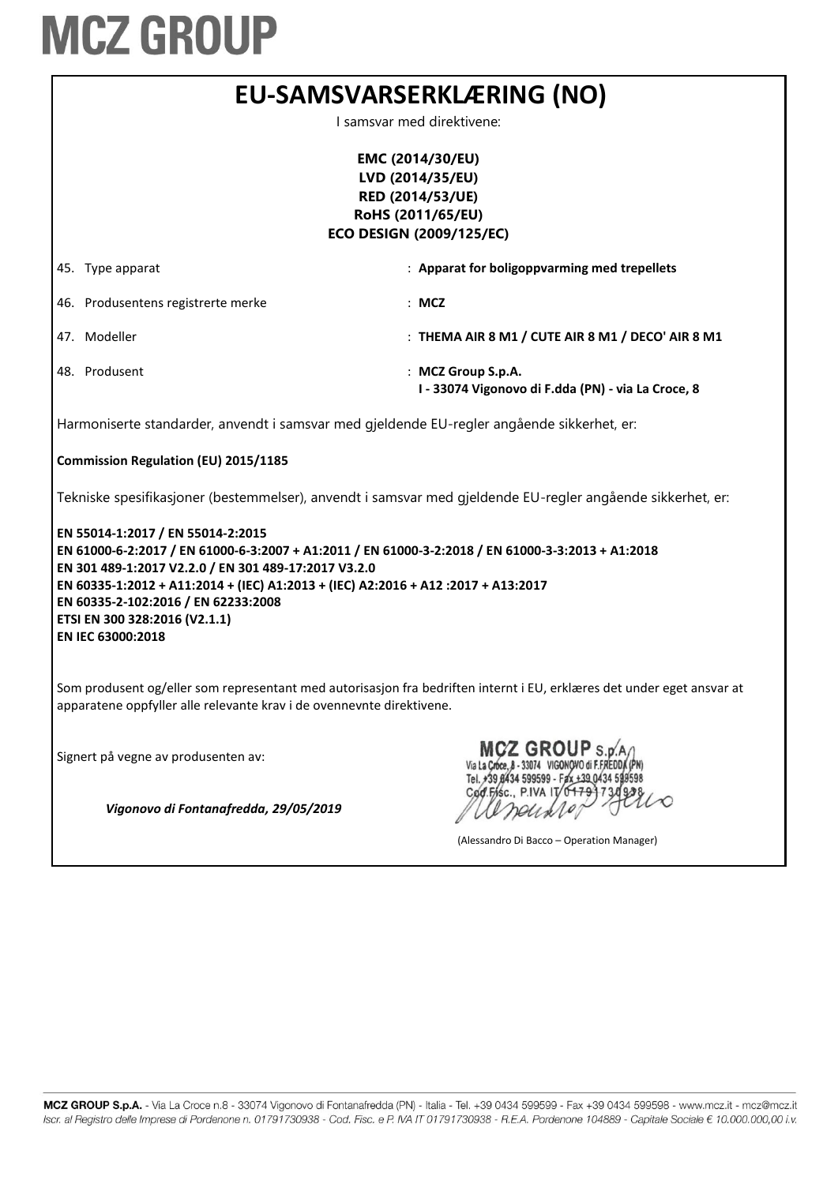# EU-SAMSVARSERKLÆRING (NO)

I samsvar med direktivene:

**EMC (2014/30/EU)**
**LVD (2014/35/EU)**
**RED (2014/53/UE)**
**RoHS (2011/65/EU)**
**ECO DESIGN (2009/125/EC)**

| | |
|---|---|
| 45. Type apparat | : **Apparat for boligoppvarming med trepellets** |
| 46. Produsentens registrerte merke | : **MCZ** |
| 47. Modeller | : **THEMA AIR 8 M1 / CUTE AIR 8 M1 / DECO' AIR 8 M1** |
| 48. Produsent | : **MCZ Group S.p.A.** **I - 33074 Vigonovo di F.dda (PN) - via La Croce, 8** |

Harmoniserte standarder, anvendt i samsvar med gjeldende EU-regler angående sikkerhet, er:

**Commission Regulation (EU) 2015/1185**

Tekniske spesifikasjoner (bestemmelser), anvendt i samsvar med gjeldende EU-regler angående sikkerhet, er:

**EN 55014-1:2017 / EN 55014-2:2015**
**EN 61000-6-2:2017 / EN 61000-6-3:2007 + A1:2011 / EN 61000-3-2:2018 / EN 61000-3-3:2013 + A1:2018**
**EN 301 489-1:2017 V2.2.0 / EN 301 489-17:2017 V3.2.0**
**EN 60335-1:2012 + A11:2014 + (IEC) A1:2013 + (IEC) A2:2016 + A12 :2017 + A13:2017**
**EN 60335-2-102:2016 / EN 62233:2008**
**ETSI EN 300 328:2016 (V2.1.1)**
**EN IEC 63000:2018**

Som produsent og/eller som representant med autorisasjon fra bedriften internt i EU, erklæres det under eget ansvar at apparatene oppfyller alle relevante krav i de ovennevnte direktivene.

Signert på vegne av produsenten av:

*Vigonovo di Fontanafredda, 29/05/2019*

MCZ GROUP S.p.A.
Via La Croce, 8 - 33074 VIGONOVO di F.FREDDA (PN)
Tel. +39 0434 599599 - Fax +39 0434 599598
Cod.Fisc., P.IVA IT 01791730938

(Alessandro Di Bacco – Operation Manager)